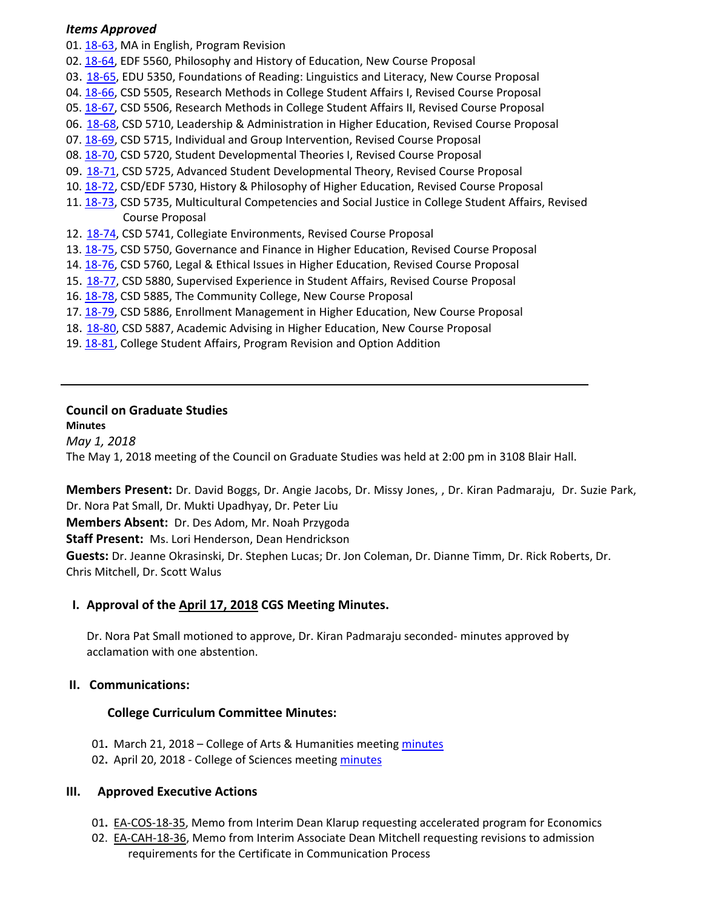***Items Approved***

01. 18-63, MA in English, Program Revision
02. 18-64, EDF 5560, Philosophy and History of Education, New Course Proposal
03. 18-65, EDU 5350, Foundations of Reading: Linguistics and Literacy, New Course Proposal
04. 18-66, CSD 5505, Research Methods in College Student Affairs I, Revised Course Proposal
05. 18-67, CSD 5506, Research Methods in College Student Affairs II, Revised Course Proposal
06. 18-68, CSD 5710, Leadership & Administration in Higher Education, Revised Course Proposal
07. 18-69, CSD 5715, Individual and Group Intervention, Revised Course Proposal
08. 18-70, CSD 5720, Student Developmental Theories I, Revised Course Proposal
09. 18-71, CSD 5725, Advanced Student Developmental Theory, Revised Course Proposal
10. 18-72, CSD/EDF 5730, History & Philosophy of Higher Education, Revised Course Proposal
11. 18-73, CSD 5735, Multicultural Competencies and Social Justice in College Student Affairs, Revised Course Proposal
12. 18-74, CSD 5741, Collegiate Environments, Revised Course Proposal
13. 18-75, CSD 5750, Governance and Finance in Higher Education, Revised Course Proposal
14. 18-76, CSD 5760, Legal & Ethical Issues in Higher Education, Revised Course Proposal
15. 18-77, CSD 5880, Supervised Experience in Student Affairs, Revised Course Proposal
16. 18-78, CSD 5885, The Community College, New Course Proposal
17. 18-79, CSD 5886, Enrollment Management in Higher Education, New Course Proposal
18. 18-80, CSD 5887, Academic Advising in Higher Education, New Course Proposal
19. 18-81, College Student Affairs, Program Revision and Option Addition

---

## Council on Graduate Studies

**Minutes**

*May 1, 2018*

The May 1, 2018 meeting of the Council on Graduate Studies was held at 2:00 pm in 3108 Blair Hall.

**Members Present:** Dr. David Boggs, Dr. Angie Jacobs, Dr. Missy Jones, , Dr. Kiran Padmaraju, Dr. Suzie Park, Dr. Nora Pat Small, Dr. Mukti Upadhyay, Dr. Peter Liu

**Members Absent:** Dr. Des Adom, Mr. Noah Przygoda

**Staff Present:** Ms. Lori Henderson, Dean Hendrickson

**Guests:** Dr. Jeanne Okrasinski, Dr. Stephen Lucas; Dr. Jon Coleman, Dr. Dianne Timm, Dr. Rick Roberts, Dr. Chris Mitchell, Dr. Scott Walus

### I. Approval of the April 17, 2018 CGS Meeting Minutes.

Dr. Nora Pat Small motioned to approve, Dr. Kiran Padmaraju seconded- minutes approved by acclamation with one abstention.

### II. Communications:

#### College Curriculum Committee Minutes:

01. March 21, 2018 – College of Arts & Humanities meeting minutes
02. April 20, 2018 - College of Sciences meeting minutes

### III. Approved Executive Actions

01. EA-COS-18-35, Memo from Interim Dean Klarup requesting accelerated program for Economics
02. EA-CAH-18-36, Memo from Interim Associate Dean Mitchell requesting revisions to admission requirements for the Certificate in Communication Process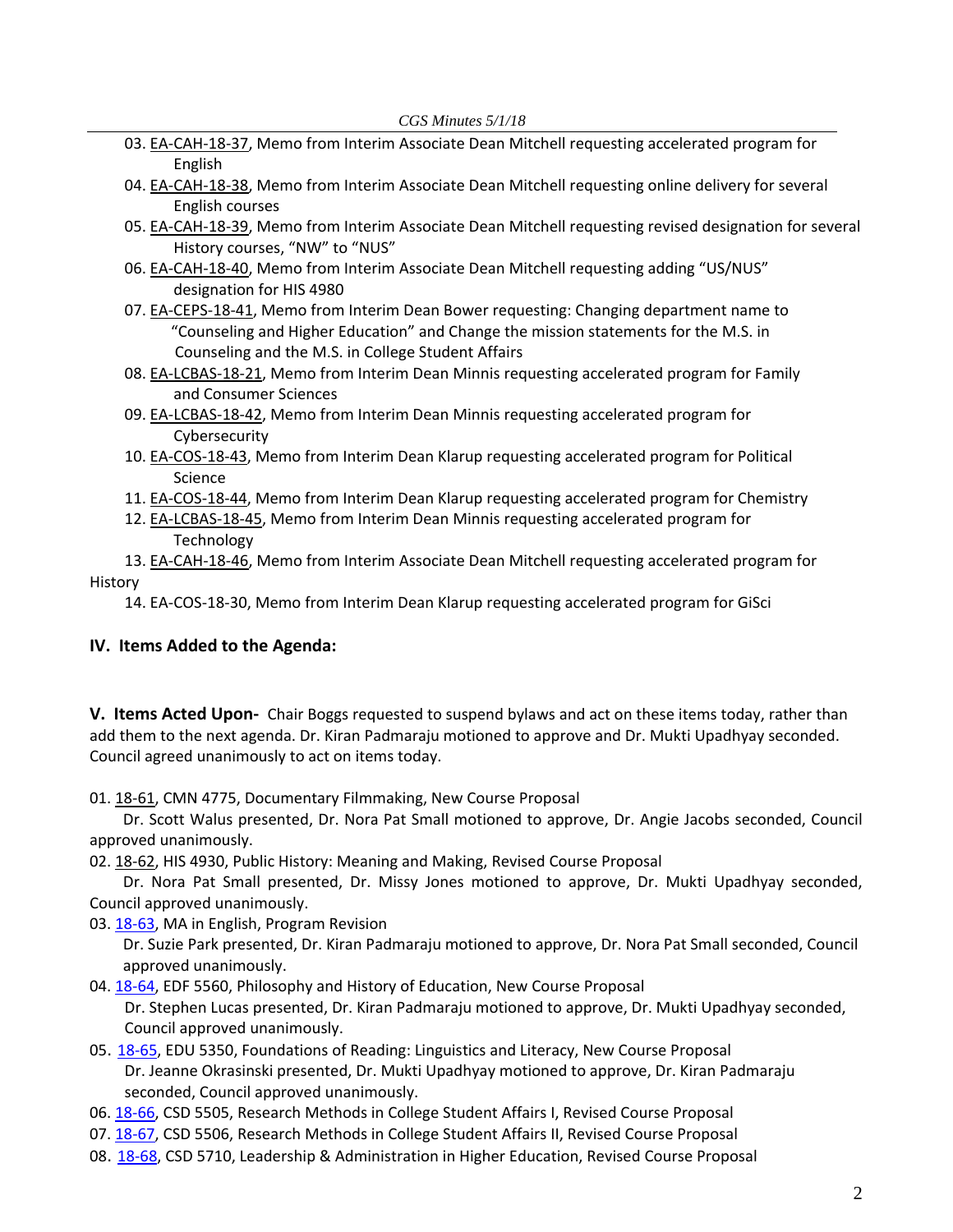03. EA-CAH-18-37, Memo from Interim Associate Dean Mitchell requesting accelerated program for English
04. EA-CAH-18-38, Memo from Interim Associate Dean Mitchell requesting online delivery for several English courses
05. EA-CAH-18-39, Memo from Interim Associate Dean Mitchell requesting revised designation for several History courses, "NW" to "NUS"
06. EA-CAH-18-40, Memo from Interim Associate Dean Mitchell requesting adding "US/NUS" designation for HIS 4980
07. EA-CEPS-18-41, Memo from Interim Dean Bower requesting: Changing department name to "Counseling and Higher Education" and Change the mission statements for the M.S. in Counseling and the M.S. in College Student Affairs
08. EA-LCBAS-18-21, Memo from Interim Dean Minnis requesting accelerated program for Family and Consumer Sciences
09. EA-LCBAS-18-42, Memo from Interim Dean Minnis requesting accelerated program for Cybersecurity
10. EA-COS-18-43, Memo from Interim Dean Klarup requesting accelerated program for Political Science
11. EA-COS-18-44, Memo from Interim Dean Klarup requesting accelerated program for Chemistry
12. EA-LCBAS-18-45, Memo from Interim Dean Minnis requesting accelerated program for Technology
13. EA-CAH-18-46, Memo from Interim Associate Dean Mitchell requesting accelerated program for History
14. EA-COS-18-30, Memo from Interim Dean Klarup requesting accelerated program for GiSci

## IV. Items Added to the Agenda:

**V. Items Acted Upon-** Chair Boggs requested to suspend bylaws and act on these items today, rather than add them to the next agenda. Dr. Kiran Padmaraju motioned to approve and Dr. Mukti Upadhyay seconded. Council agreed unanimously to act on items today.

01. 18-61, CMN 4775, Documentary Filmmaking, New Course Proposal
Dr. Scott Walus presented, Dr. Nora Pat Small motioned to approve, Dr. Angie Jacobs seconded, Council approved unanimously.
02. 18-62, HIS 4930, Public History: Meaning and Making, Revised Course Proposal
Dr. Nora Pat Small presented, Dr. Missy Jones motioned to approve, Dr. Mukti Upadhyay seconded, Council approved unanimously.
03. 18-63, MA in English, Program Revision
Dr. Suzie Park presented, Dr. Kiran Padmaraju motioned to approve, Dr. Nora Pat Small seconded, Council approved unanimously.
04. 18-64, EDF 5560, Philosophy and History of Education, New Course Proposal
Dr. Stephen Lucas presented, Dr. Kiran Padmaraju motioned to approve, Dr. Mukti Upadhyay seconded, Council approved unanimously.
05. 18-65, EDU 5350, Foundations of Reading: Linguistics and Literacy, New Course Proposal
Dr. Jeanne Okrasinski presented, Dr. Mukti Upadhyay motioned to approve, Dr. Kiran Padmaraju seconded, Council approved unanimously.
06. 18-66, CSD 5505, Research Methods in College Student Affairs I, Revised Course Proposal
07. 18-67, CSD 5506, Research Methods in College Student Affairs II, Revised Course Proposal
08. 18-68, CSD 5710, Leadership & Administration in Higher Education, Revised Course Proposal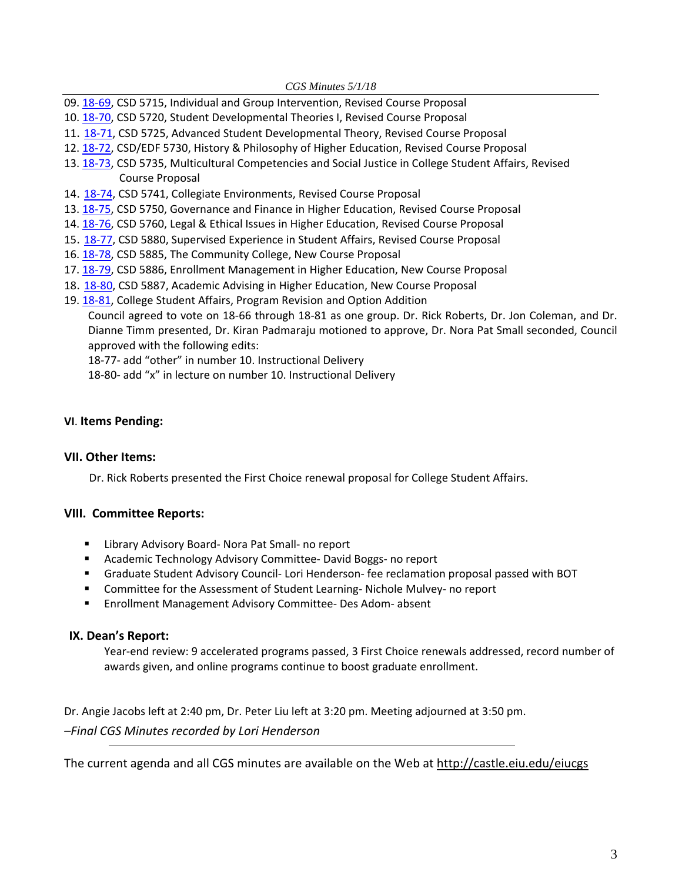09. 18-69, CSD 5715, Individual and Group Intervention, Revised Course Proposal
10. 18-70, CSD 5720, Student Developmental Theories I, Revised Course Proposal
11. 18-71, CSD 5725, Advanced Student Developmental Theory, Revised Course Proposal
12. 18-72, CSD/EDF 5730, History & Philosophy of Higher Education, Revised Course Proposal
13. 18-73, CSD 5735, Multicultural Competencies and Social Justice in College Student Affairs, Revised Course Proposal
14. 18-74, CSD 5741, Collegiate Environments, Revised Course Proposal
13. 18-75, CSD 5750, Governance and Finance in Higher Education, Revised Course Proposal
14. 18-76, CSD 5760, Legal & Ethical Issues in Higher Education, Revised Course Proposal
15. 18-77, CSD 5880, Supervised Experience in Student Affairs, Revised Course Proposal
16. 18-78, CSD 5885, The Community College, New Course Proposal
17. 18-79, CSD 5886, Enrollment Management in Higher Education, New Course Proposal
18. 18-80, CSD 5887, Academic Advising in Higher Education, New Course Proposal
19. 18-81, College Student Affairs, Program Revision and Option Addition

Council agreed to vote on 18-66 through 18-81 as one group. Dr. Rick Roberts, Dr. Jon Coleman, and Dr. Dianne Timm presented, Dr. Kiran Padmaraju motioned to approve, Dr. Nora Pat Small seconded, Council approved with the following edits:

18-77- add "other" in number 10. Instructional Delivery

18-80- add "x" in lecture on number 10. Instructional Delivery

## VI. Items Pending:

## VII. Other Items:

Dr. Rick Roberts presented the First Choice renewal proposal for College Student Affairs.

## VIII. Committee Reports:

- Library Advisory Board- Nora Pat Small- no report
- Academic Technology Advisory Committee- David Boggs- no report
- Graduate Student Advisory Council- Lori Henderson- fee reclamation proposal passed with BOT
- Committee for the Assessment of Student Learning- Nichole Mulvey- no report
- Enrollment Management Advisory Committee- Des Adom- absent

## IX. Dean's Report:

Year-end review: 9 accelerated programs passed, 3 First Choice renewals addressed, record number of awards given, and online programs continue to boost graduate enrollment.

Dr. Angie Jacobs left at 2:40 pm, Dr. Peter Liu left at 3:20 pm. Meeting adjourned at 3:50 pm.

*–Final CGS Minutes recorded by Lori Henderson*

---

The current agenda and all CGS minutes are available on the Web at http://castle.eiu.edu/eiucgs